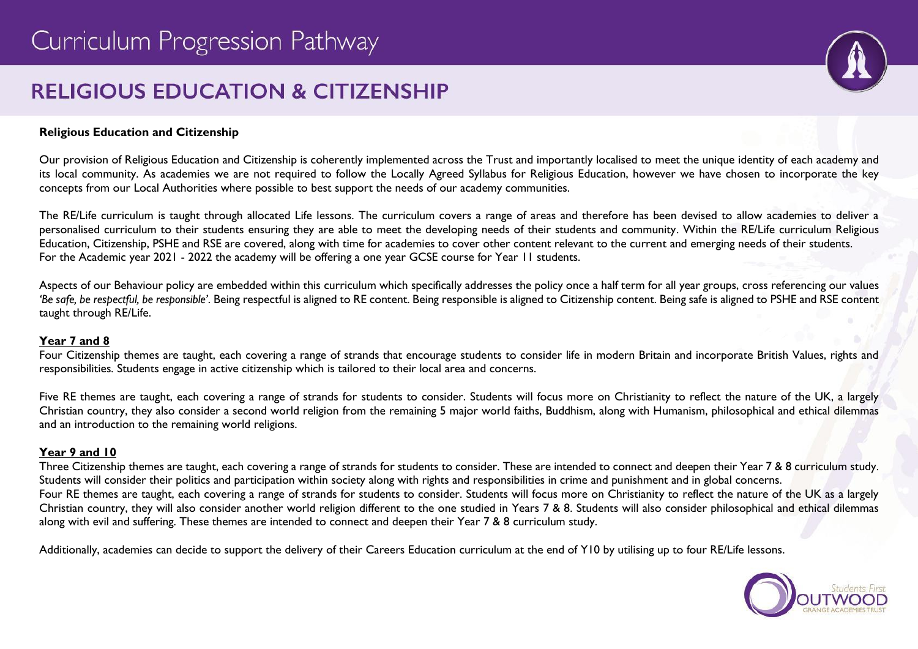# Curriculum Progression Pathway

## RELIGIOUS EDUCATION & CITIZENSHIP

**Religious Education and Citizenship**

Our provision of Religious Education and Citizenship is coherently implemented across the Trust and importantly localised to meet the unique identity of each academy and its local community. As academies we are not required to follow the Locally Agreed Syllabus for Religious Education, however we have chosen to incorporate the key concepts from our Local Authorities where possible to best support the needs of our academy communities.

The RE/Life curriculum is taught through allocated Life lessons. The curriculum covers a range of areas and therefore has been devised to allow academies to deliver a personalised curriculum to their students ensuring they are able to meet the developing needs of their students and community. Within the RE/Life curriculum Religious Education, Citizenship, PSHE and RSE are covered, along with time for academies to cover other content relevant to the current and emerging needs of their students.
For the Academic year 2021 - 2022 the academy will be offering a one year GCSE course for Year 11 students.

Aspects of our Behaviour policy are embedded within this curriculum which specifically addresses the policy once a half term for all year groups, cross referencing our values *'Be safe, be respectful, be responsible'*. Being respectful is aligned to RE content. Being responsible is aligned to Citizenship content. Being safe is aligned to PSHE and RSE content taught through RE/Life.

**Year 7 and 8**

Four Citizenship themes are taught, each covering a range of strands that encourage students to consider life in modern Britain and incorporate British Values, rights and responsibilities. Students engage in active citizenship which is tailored to their local area and concerns.

Five RE themes are taught, each covering a range of strands for students to consider. Students will focus more on Christianity to reflect the nature of the UK, a largely Christian country, they also consider a second world religion from the remaining 5 major world faiths, Buddhism, along with Humanism, philosophical and ethical dilemmas and an introduction to the remaining world religions.

**Year 9 and 10**

Three Citizenship themes are taught, each covering a range of strands for students to consider. These are intended to connect and deepen their Year 7 & 8 curriculum study. Students will consider their politics and participation within society along with rights and responsibilities in crime and punishment and in global concerns.
Four RE themes are taught, each covering a range of strands for students to consider. Students will focus more on Christianity to reflect the nature of the UK as a largely Christian country, they will also consider another world religion different to the one studied in Years 7 & 8. Students will also consider philosophical and ethical dilemmas along with evil and suffering. These themes are intended to connect and deepen their Year 7 & 8 curriculum study.

Additionally, academies can decide to support the delivery of their Careers Education curriculum at the end of Y10 by utilising up to four RE/Life lessons.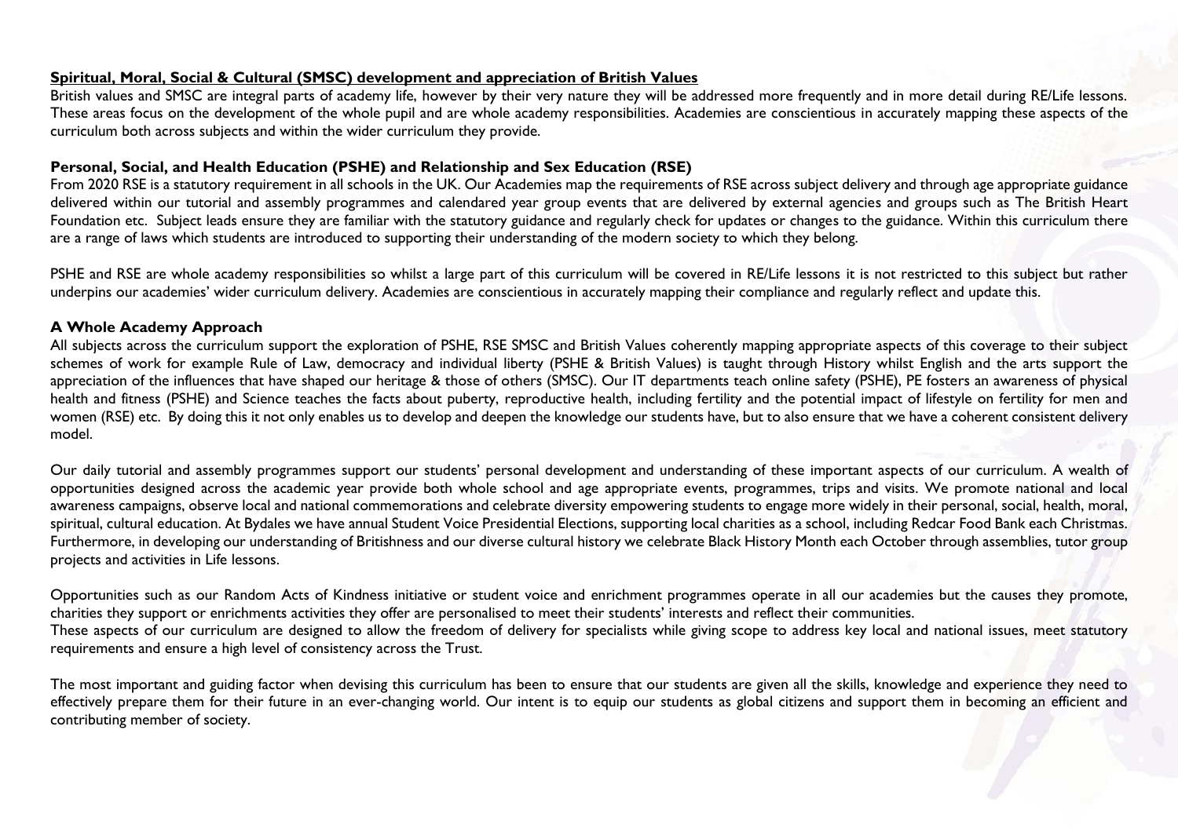**Spiritual, Moral, Social & Cultural (SMSC) development and appreciation of British Values**

British values and SMSC are integral parts of academy life, however by their very nature they will be addressed more frequently and in more detail during RE/Life lessons. These areas focus on the development of the whole pupil and are whole academy responsibilities. Academies are conscientious in accurately mapping these aspects of the curriculum both across subjects and within the wider curriculum they provide.

**Personal, Social, and Health Education (PSHE) and Relationship and Sex Education (RSE)**

From 2020 RSE is a statutory requirement in all schools in the UK. Our Academies map the requirements of RSE across subject delivery and through age appropriate guidance delivered within our tutorial and assembly programmes and calendared year group events that are delivered by external agencies and groups such as The British Heart Foundation etc. Subject leads ensure they are familiar with the statutory guidance and regularly check for updates or changes to the guidance. Within this curriculum there are a range of laws which students are introduced to supporting their understanding of the modern society to which they belong.

PSHE and RSE are whole academy responsibilities so whilst a large part of this curriculum will be covered in RE/Life lessons it is not restricted to this subject but rather underpins our academies' wider curriculum delivery. Academies are conscientious in accurately mapping their compliance and regularly reflect and update this.

**A Whole Academy Approach**

All subjects across the curriculum support the exploration of PSHE, RSE SMSC and British Values coherently mapping appropriate aspects of this coverage to their subject schemes of work for example Rule of Law, democracy and individual liberty (PSHE & British Values) is taught through History whilst English and the arts support the appreciation of the influences that have shaped our heritage & those of others (SMSC). Our IT departments teach online safety (PSHE), PE fosters an awareness of physical health and fitness (PSHE) and Science teaches the facts about puberty, reproductive health, including fertility and the potential impact of lifestyle on fertility for men and women (RSE) etc. By doing this it not only enables us to develop and deepen the knowledge our students have, but to also ensure that we have a coherent consistent delivery model.

Our daily tutorial and assembly programmes support our students' personal development and understanding of these important aspects of our curriculum. A wealth of opportunities designed across the academic year provide both whole school and age appropriate events, programmes, trips and visits. We promote national and local awareness campaigns, observe local and national commemorations and celebrate diversity empowering students to engage more widely in their personal, social, health, moral, spiritual, cultural education. At Bydales we have annual Student Voice Presidential Elections, supporting local charities as a school, including Redcar Food Bank each Christmas. Furthermore, in developing our understanding of Britishness and our diverse cultural history we celebrate Black History Month each October through assemblies, tutor group projects and activities in Life lessons.

Opportunities such as our Random Acts of Kindness initiative or student voice and enrichment programmes operate in all our academies but the causes they promote, charities they support or enrichments activities they offer are personalised to meet their students' interests and reflect their communities.

These aspects of our curriculum are designed to allow the freedom of delivery for specialists while giving scope to address key local and national issues, meet statutory requirements and ensure a high level of consistency across the Trust.

The most important and guiding factor when devising this curriculum has been to ensure that our students are given all the skills, knowledge and experience they need to effectively prepare them for their future in an ever-changing world. Our intent is to equip our students as global citizens and support them in becoming an efficient and contributing member of society.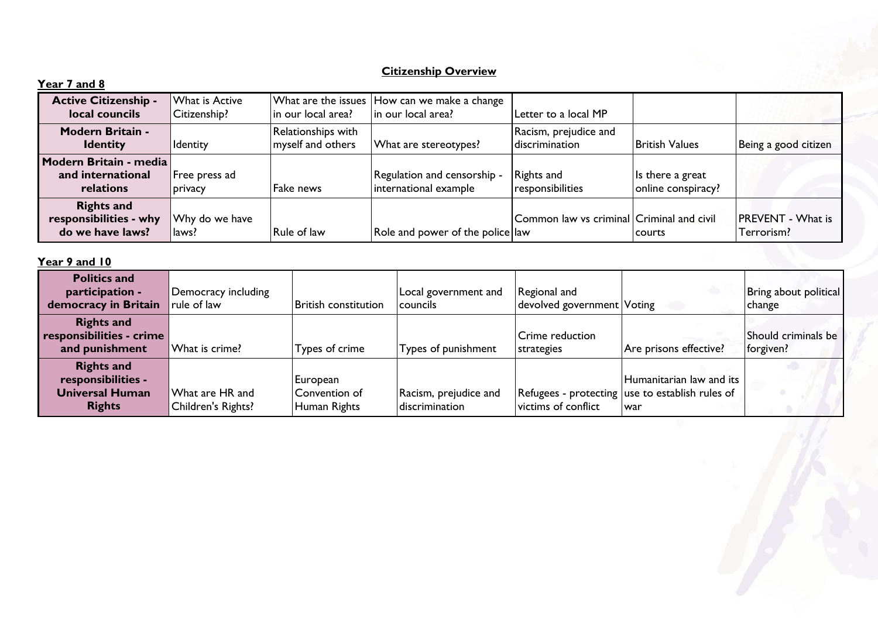## Citizenship Overview

### Year 7 and 8

| **Active Citizenship - local councils** | What is Active Citizenship? | What are the issues in our local area? | How can we make a change in our local area? | Letter to a local MP | | |
|---|---|---|---|---|---|---|
| **Modern Britain - Identity** | Identity | Relationships with myself and others | What are stereotypes? | Racism, prejudice and discrimination | British Values | Being a good citizen |
| **Modern Britain - media and international relations** | Free press ad privacy | Fake news | Regulation and censorship - international example | Rights and responsibilities | Is there a great online conspiracy? | |
| **Rights and responsibilities - why do we have laws?** | Why do we have laws? | Rule of law | Role and power of the police | Common law vs criminal law | Criminal and civil courts | PREVENT - What is Terrorism? |

### Year 9 and 10

| **Politics and participation - democracy in Britain** | Democracy including rule of law | British constitution | Local government and councils | Regional and devolved government | Voting | Bring about political change |
|---|---|---|---|---|---|---|
| **Rights and responsibilities - crime and punishment** | What is crime? | Types of crime | Types of punishment | Crime reduction strategies | Are prisons effective? | Should criminals be forgiven? |
| **Rights and responsibilities - Universal Human Rights** | What are HR and Children's Rights? | European Convention of Human Rights | Racism, prejudice and discrimination | Refugees - protecting victims of conflict | Humanitarian law and its use to establish rules of war | |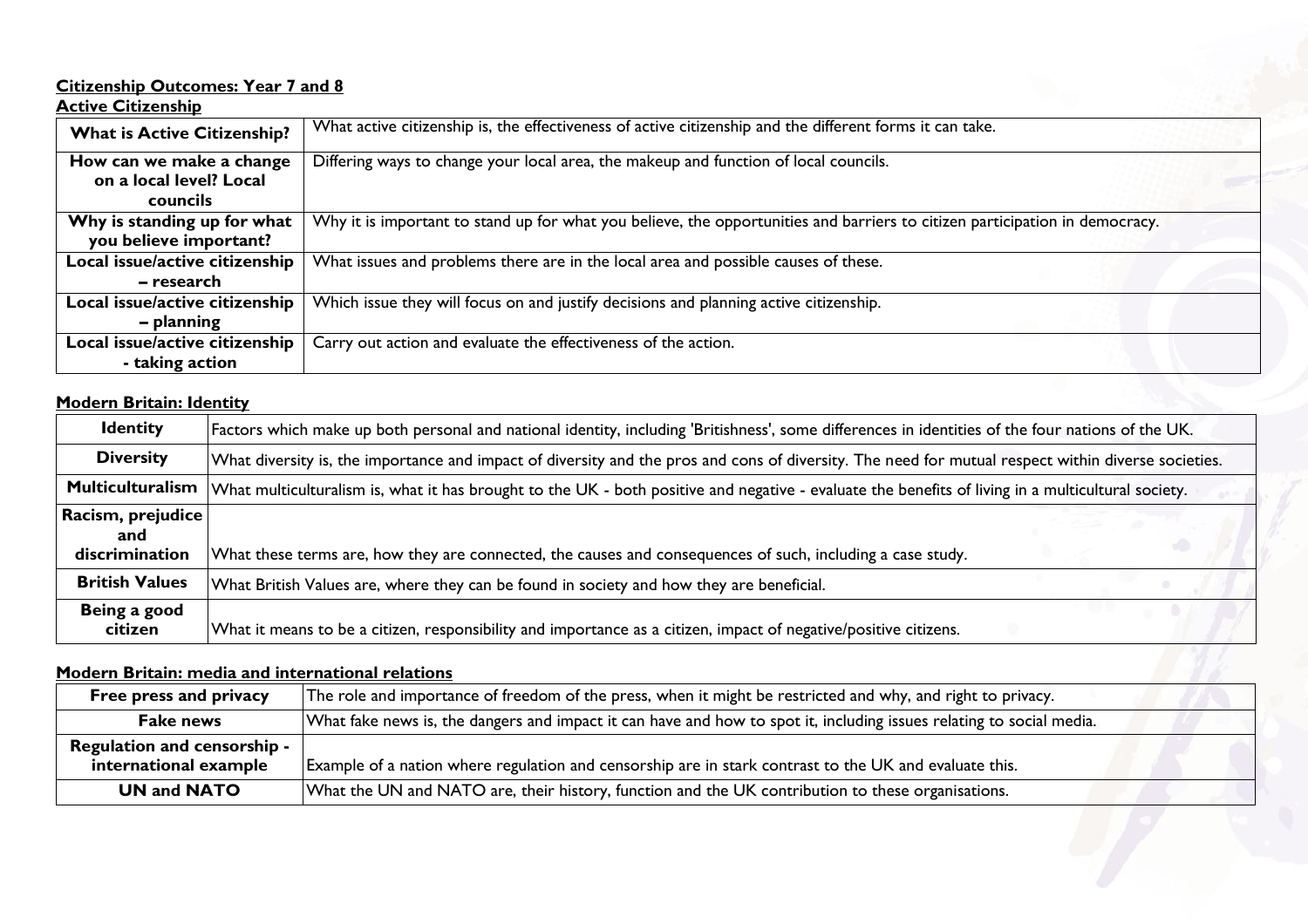**Citizenship Outcomes: Year 7 and 8**

**Active Citizenship**

| | |
|---|---|
| **What is Active Citizenship?** | What active citizenship is, the effectiveness of active citizenship and the different forms it can take. |
| **How can we make a change on a local level? Local councils** | Differing ways to change your local area, the makeup and function of local councils. |
| **Why is standing up for what you believe important?** | Why it is important to stand up for what you believe, the opportunities and barriers to citizen participation in democracy. |
| **Local issue/active citizenship – research** | What issues and problems there are in the local area and possible causes of these. |
| **Local issue/active citizenship – planning** | Which issue they will focus on and justify decisions and planning active citizenship. |
| **Local issue/active citizenship - taking action** | Carry out action and evaluate the effectiveness of the action. |

**Modern Britain: Identity**

| | |
|---|---|
| **Identity** | Factors which make up both personal and national identity, including 'Britishness', some differences in identities of the four nations of the UK. |
| **Diversity** | What diversity is, the importance and impact of diversity and the pros and cons of diversity. The need for mutual respect within diverse societies. |
| **Multiculturalism** | What multiculturalism is, what it has brought to the UK - both positive and negative - evaluate the benefits of living in a multicultural society. |
| **Racism, prejudice and discrimination** | What these terms are, how they are connected, the causes and consequences of such, including a case study. |
| **British Values** | What British Values are, where they can be found in society and how they are beneficial. |
| **Being a good citizen** | What it means to be a citizen, responsibility and importance as a citizen, impact of negative/positive citizens. |

**Modern Britain: media and international relations**

| | |
|---|---|
| **Free press and privacy** | The role and importance of freedom of the press, when it might be restricted and why, and right to privacy. |
| **Fake news** | What fake news is, the dangers and impact it can have and how to spot it, including issues relating to social media. |
| **Regulation and censorship - international example** | Example of a nation where regulation and censorship are in stark contrast to the UK and evaluate this. |
| **UN and NATO** | What the UN and NATO are, their history, function and the UK contribution to these organisations. |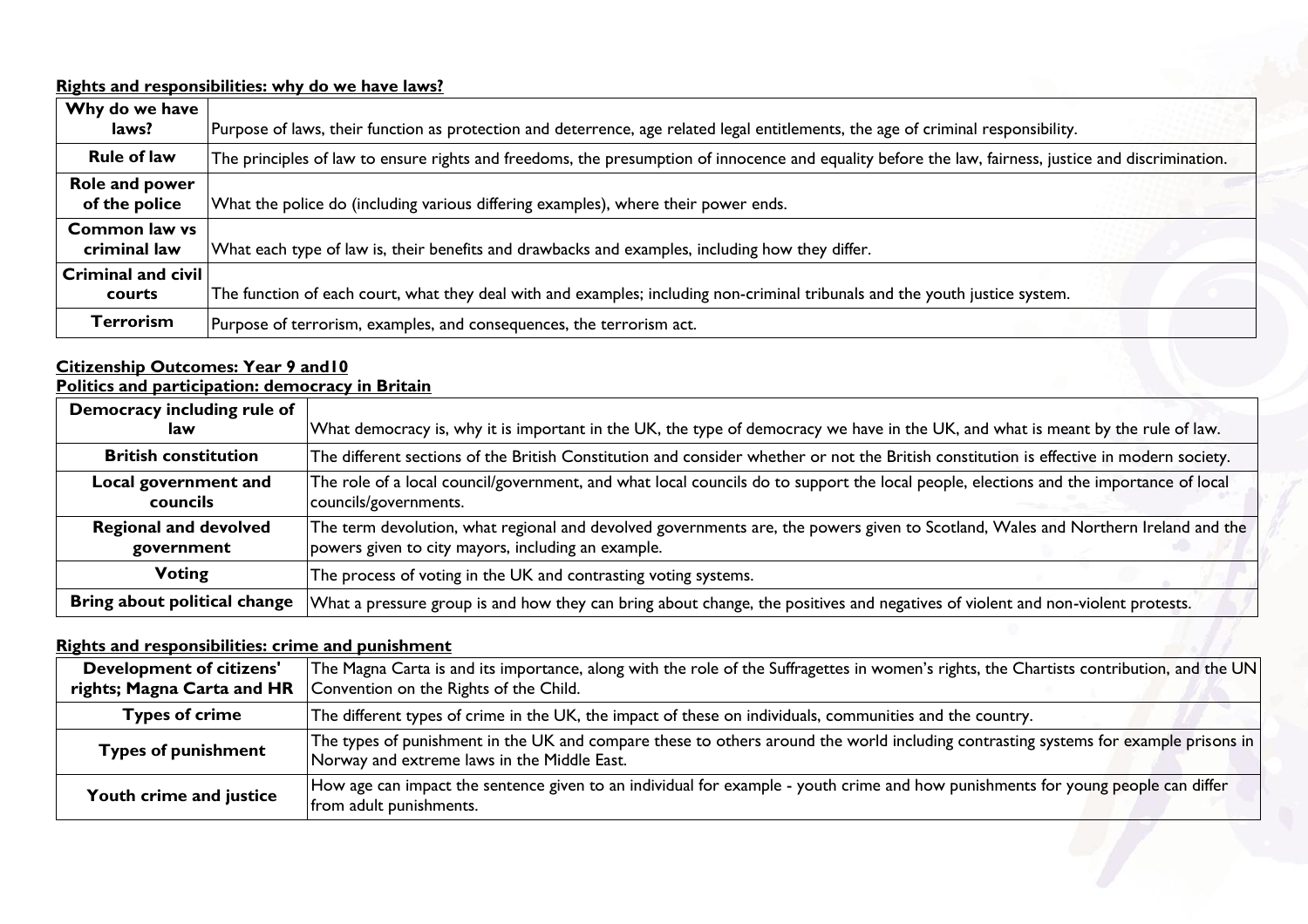**Rights and responsibilities: why do we have laws?**

| | |
|---|---|
| **Why do we have laws?** | Purpose of laws, their function as protection and deterrence, age related legal entitlements, the age of criminal responsibility. |
| **Rule of law** | The principles of law to ensure rights and freedoms, the presumption of innocence and equality before the law, fairness, justice and discrimination. |
| **Role and power of the police** | What the police do (including various differing examples), where their power ends. |
| **Common law vs criminal law** | What each type of law is, their benefits and drawbacks and examples, including how they differ. |
| **Criminal and civil courts** | The function of each court, what they deal with and examples; including non-criminal tribunals and the youth justice system. |
| **Terrorism** | Purpose of terrorism, examples, and consequences, the terrorism act. |

**Citizenship Outcomes: Year 9 and10**

**Politics and participation: democracy in Britain**

| | |
|---|---|
| **Democracy including rule of law** | What democracy is, why it is important in the UK, the type of democracy we have in the UK, and what is meant by the rule of law. |
| **British constitution** | The different sections of the British Constitution and consider whether or not the British constitution is effective in modern society. |
| **Local government and councils** | The role of a local council/government, and what local councils do to support the local people, elections and the importance of local councils/governments. |
| **Regional and devolved government** | The term devolution, what regional and devolved governments are, the powers given to Scotland, Wales and Northern Ireland and the powers given to city mayors, including an example. |
| **Voting** | The process of voting in the UK and contrasting voting systems. |
| **Bring about political change** | What a pressure group is and how they can bring about change, the positives and negatives of violent and non-violent protests. |

**Rights and responsibilities: crime and punishment**

| | |
|---|---|
| **Development of citizens' rights; Magna Carta and HR** | The Magna Carta is and its importance, along with the role of the Suffragettes in women's rights, the Chartists contribution, and the UN Convention on the Rights of the Child. |
| **Types of crime** | The different types of crime in the UK, the impact of these on individuals, communities and the country. |
| **Types of punishment** | The types of punishment in the UK and compare these to others around the world including contrasting systems for example prisons in Norway and extreme laws in the Middle East. |
| **Youth crime and justice** | How age can impact the sentence given to an individual for example - youth crime and how punishments for young people can differ from adult punishments. |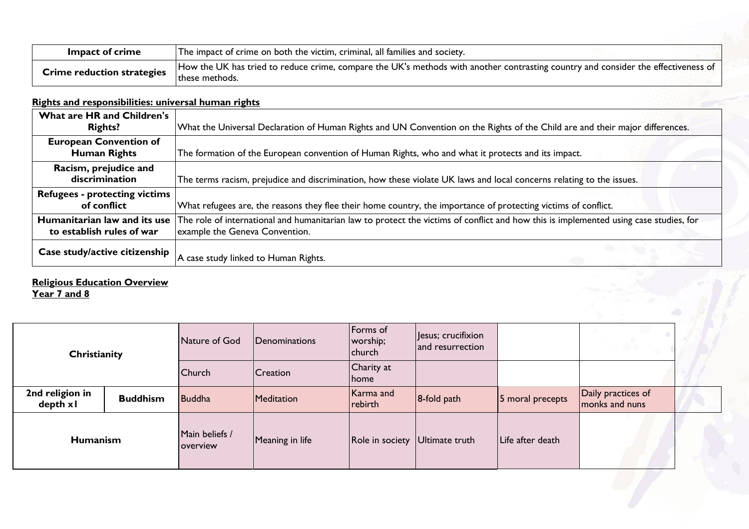| Impact of crime | The impact of crime on both the victim, criminal, all families and society. |
|---|---|
| Crime reduction strategies | How the UK has tried to reduce crime, compare the UK's methods with another contrasting country and consider the effectiveness of these methods. |

**Rights and responsibilities: universal human rights**

| What are HR and Children's Rights? | What the Universal Declaration of Human Rights and UN Convention on the Rights of the Child are and their major differences. |
|---|---|
| European Convention of Human Rights | The formation of the European convention of Human Rights, who and what it protects and its impact. |
| Racism, prejudice and discrimination | The terms racism, prejudice and discrimination, how these violate UK laws and local concerns relating to the issues. |
| Refugees - protecting victims of conflict | What refugees are, the reasons they flee their home country, the importance of protecting victims of conflict. |
| Humanitarian law and its use to establish rules of war | The role of international and humanitarian law to protect the victims of conflict and how this is implemented using case studies, for example the Geneva Convention. |
| Case study/active citizenship | A case study linked to Human Rights. |

**Religious Education Overview**
**Year 7 and 8**

| | | | | | | | |
|---|---|---|---|---|---|---|---|
| Christianity | | Nature of God | Denominations | Forms of worship; church | Jesus; crucifixion and resurrection | | |
| | | Church | Creation | Charity at home | | | |
| 2nd religion in depth x1 | Buddhism | Buddha | Meditation | Karma and rebirth | 8-fold path | 5 moral precepts | Daily practices of monks and nuns |
| Humanism | | Main beliefs / overview | Meaning in life | Role in society | Ultimate truth | Life after death | |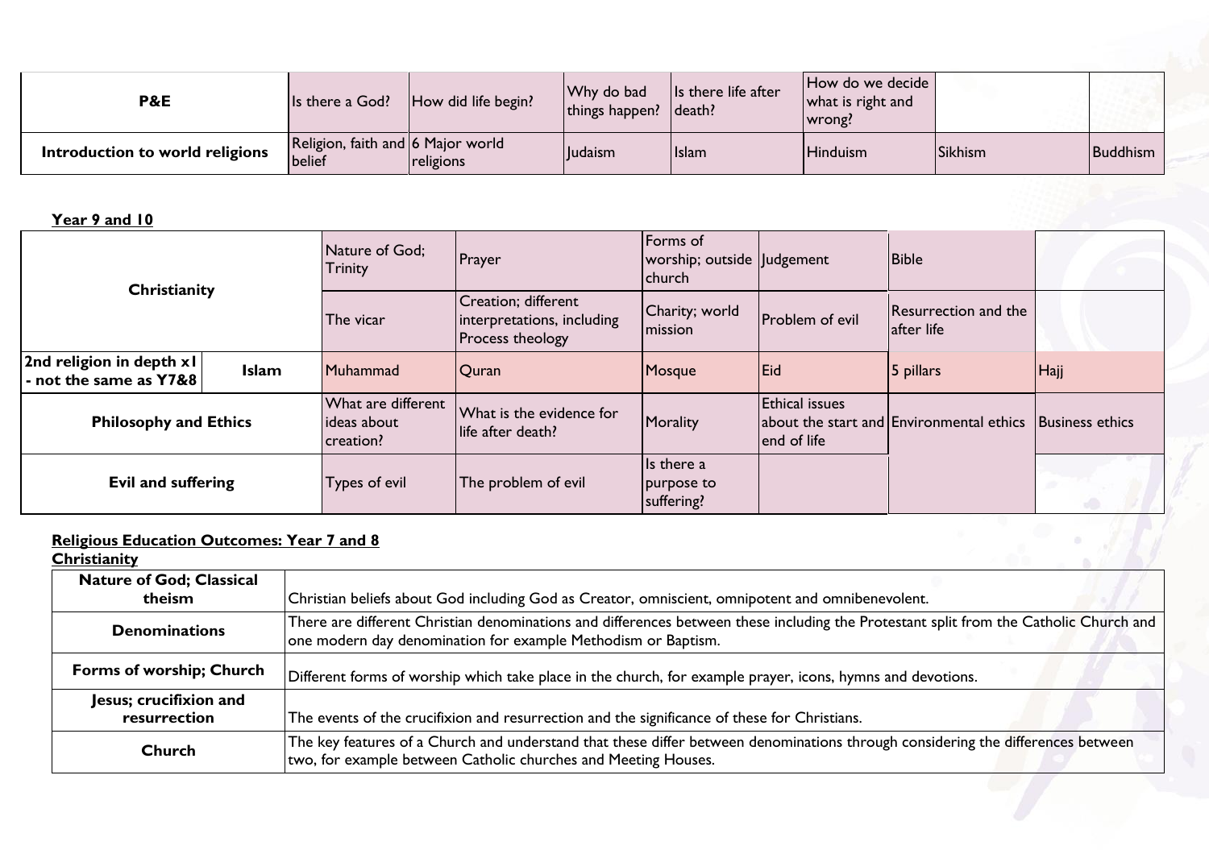| P&E | Is there a God? | How did life begin? | Why do bad things happen? | Is there life after death? | How do we decide what is right and wrong? | | |
|---|---|---|---|---|---|---|---|
| **Introduction to world religions** | Religion, faith and belief | 6 Major world religions | Judaism | Islam | Hinduism | Sikhism | Buddhism |

**Year 9 and 10**

| | | | | | | | |
|---|---|---|---|---|---|---|---|
| **Christianity** | | Nature of God; Trinity | Prayer | Forms of worship; outside church | Judgement | Bible | |
| | | The vicar | Creation; different interpretations, including Process theology | Charity; world mission | Problem of evil | Resurrection and the after life | |
| **2nd religion in depth x1 - not the same as Y7&8** | **Islam** | Muhammad | Quran | Mosque | Eid | 5 pillars | Hajj |
| **Philosophy and Ethics** | | What are different ideas about creation? | What is the evidence for life after death? | Morality | Ethical issues about the start and end of life | Environmental ethics | Business ethics |
| **Evil and suffering** | | Types of evil | The problem of evil | Is there a purpose to suffering? | | | |

**Religious Education Outcomes: Year 7 and 8**

**Christianity**

| | |
|---|---|
| **Nature of God; Classical theism** | Christian beliefs about God including God as Creator, omniscient, omnipotent and omnibenevolent. |
| **Denominations** | There are different Christian denominations and differences between these including the Protestant split from the Catholic Church and one modern day denomination for example Methodism or Baptism. |
| **Forms of worship; Church** | Different forms of worship which take place in the church, for example prayer, icons, hymns and devotions. |
| **Jesus; crucifixion and resurrection** | The events of the crucifixion and resurrection and the significance of these for Christians. |
| **Church** | The key features of a Church and understand that these differ between denominations through considering the differences between two, for example between Catholic churches and Meeting Houses. |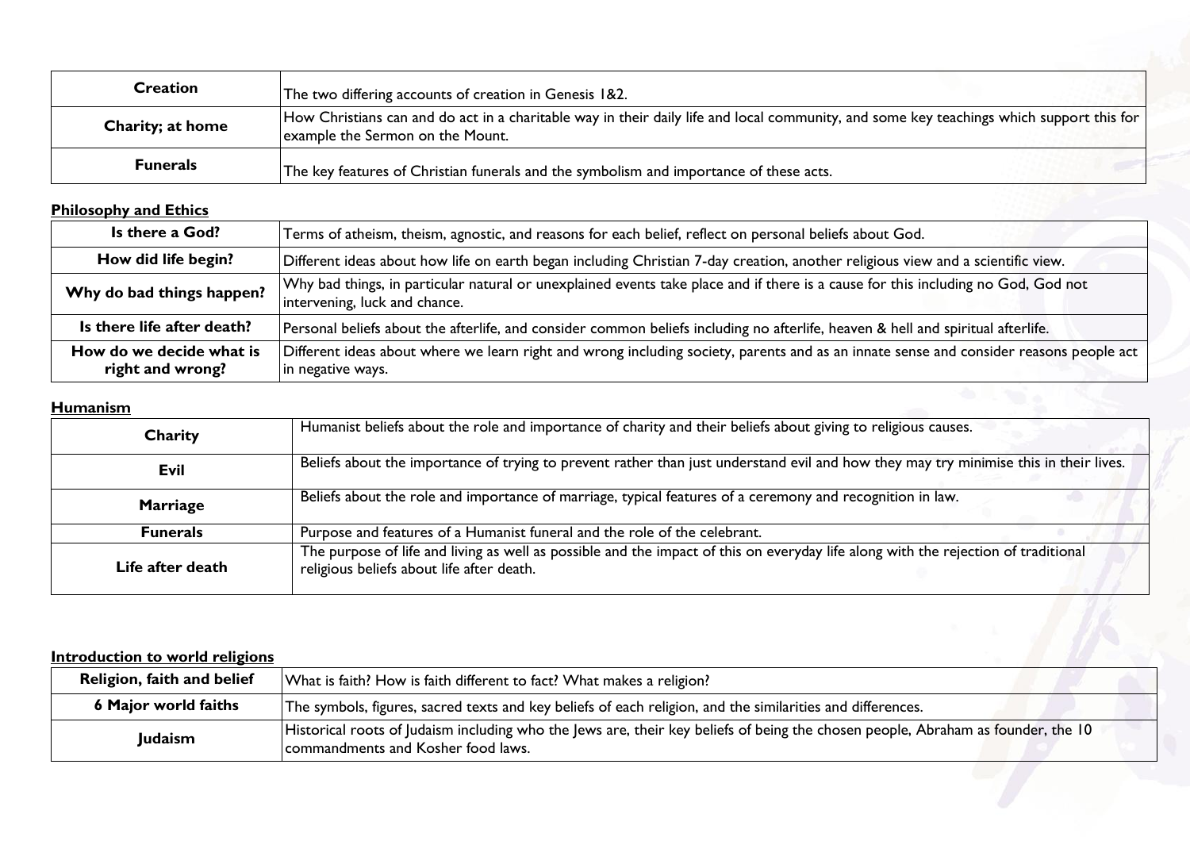| Creation | The two differing accounts of creation in Genesis 1&2. |
|---|---|
| **Charity; at home** | How Christians can and do act in a charitable way in their daily life and local community, and some key teachings which support this for example the Sermon on the Mount. |
| **Funerals** | The key features of Christian funerals and the symbolism and importance of these acts. |

**Philosophy and Ethics**

| Is there a God? | Terms of atheism, theism, agnostic, and reasons for each belief, reflect on personal beliefs about God. |
|---|---|
| **How did life begin?** | Different ideas about how life on earth began including Christian 7-day creation, another religious view and a scientific view. |
| **Why do bad things happen?** | Why bad things, in particular natural or unexplained events take place and if there is a cause for this including no God, God not intervening, luck and chance. |
| **Is there life after death?** | Personal beliefs about the afterlife, and consider common beliefs including no afterlife, heaven & hell and spiritual afterlife. |
| **How do we decide what is right and wrong?** | Different ideas about where we learn right and wrong including society, parents and as an innate sense and consider reasons people act in negative ways. |

**Humanism**

| Charity | Humanist beliefs about the role and importance of charity and their beliefs about giving to religious causes. |
|---|---|
| **Evil** | Beliefs about the importance of trying to prevent rather than just understand evil and how they may try minimise this in their lives. |
| **Marriage** | Beliefs about the role and importance of marriage, typical features of a ceremony and recognition in law. |
| **Funerals** | Purpose and features of a Humanist funeral and the role of the celebrant. |
| **Life after death** | The purpose of life and living as well as possible and the impact of this on everyday life along with the rejection of traditional religious beliefs about life after death. |

**Introduction to world religions**

| Religion, faith and belief | What is faith? How is faith different to fact? What makes a religion? |
|---|---|
| **6 Major world faiths** | The symbols, figures, sacred texts and key beliefs of each religion, and the similarities and differences. |
| **Judaism** | Historical roots of Judaism including who the Jews are, their key beliefs of being the chosen people, Abraham as founder, the 10 commandments and Kosher food laws. |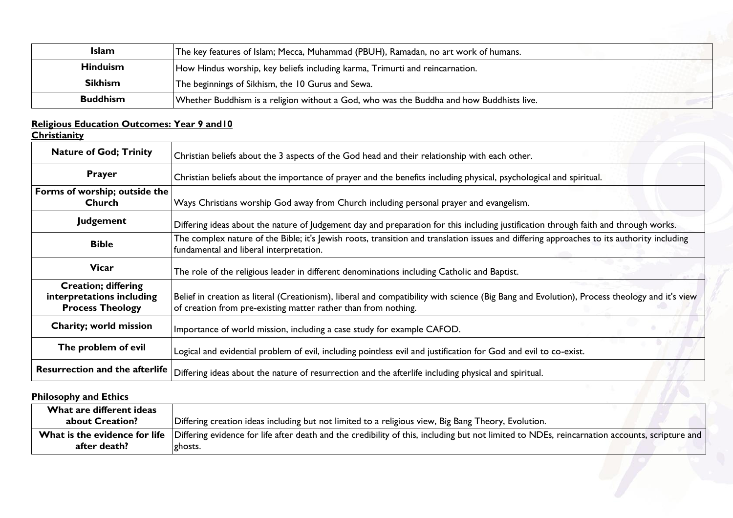| Islam | The key features of Islam; Mecca, Muhammad (PBUH), Ramadan, no art work of humans. |
|---|---|
| **Hinduism** | How Hindus worship, key beliefs including karma, Trimurti and reincarnation. |
| **Sikhism** | The beginnings of Sikhism, the 10 Gurus and Sewa. |
| **Buddhism** | Whether Buddhism is a religion without a God, who was the Buddha and how Buddhists live. |

**Religious Education Outcomes: Year 9 and10**

**Christianity**

| Nature of God; Trinity | Christian beliefs about the 3 aspects of the God head and their relationship with each other. |
|---|---|
| **Prayer** | Christian beliefs about the importance of prayer and the benefits including physical, psychological and spiritual. |
| **Forms of worship; outside the Church** | Ways Christians worship God away from Church including personal prayer and evangelism. |
| **Judgement** | Differing ideas about the nature of Judgement day and preparation for this including justification through faith and through works. |
| **Bible** | The complex nature of the Bible; it's Jewish roots, transition and translation issues and differing approaches to its authority including fundamental and liberal interpretation. |
| **Vicar** | The role of the religious leader in different denominations including Catholic and Baptist. |
| **Creation; differing interpretations including Process Theology** | Belief in creation as literal (Creationism), liberal and compatibility with science (Big Bang and Evolution), Process theology and it's view of creation from pre-existing matter rather than from nothing. |
| **Charity; world mission** | Importance of world mission, including a case study for example CAFOD. |
| **The problem of evil** | Logical and evidential problem of evil, including pointless evil and justification for God and evil to co-exist. |
| **Resurrection and the afterlife** | Differing ideas about the nature of resurrection and the afterlife including physical and spiritual. |

**Philosophy and Ethics**

| What are different ideas about Creation? | Differing creation ideas including but not limited to a religious view, Big Bang Theory, Evolution. |
|---|---|
| **What is the evidence for life after death?** | Differing evidence for life after death and the credibility of this, including but not limited to NDEs, reincarnation accounts, scripture and ghosts. |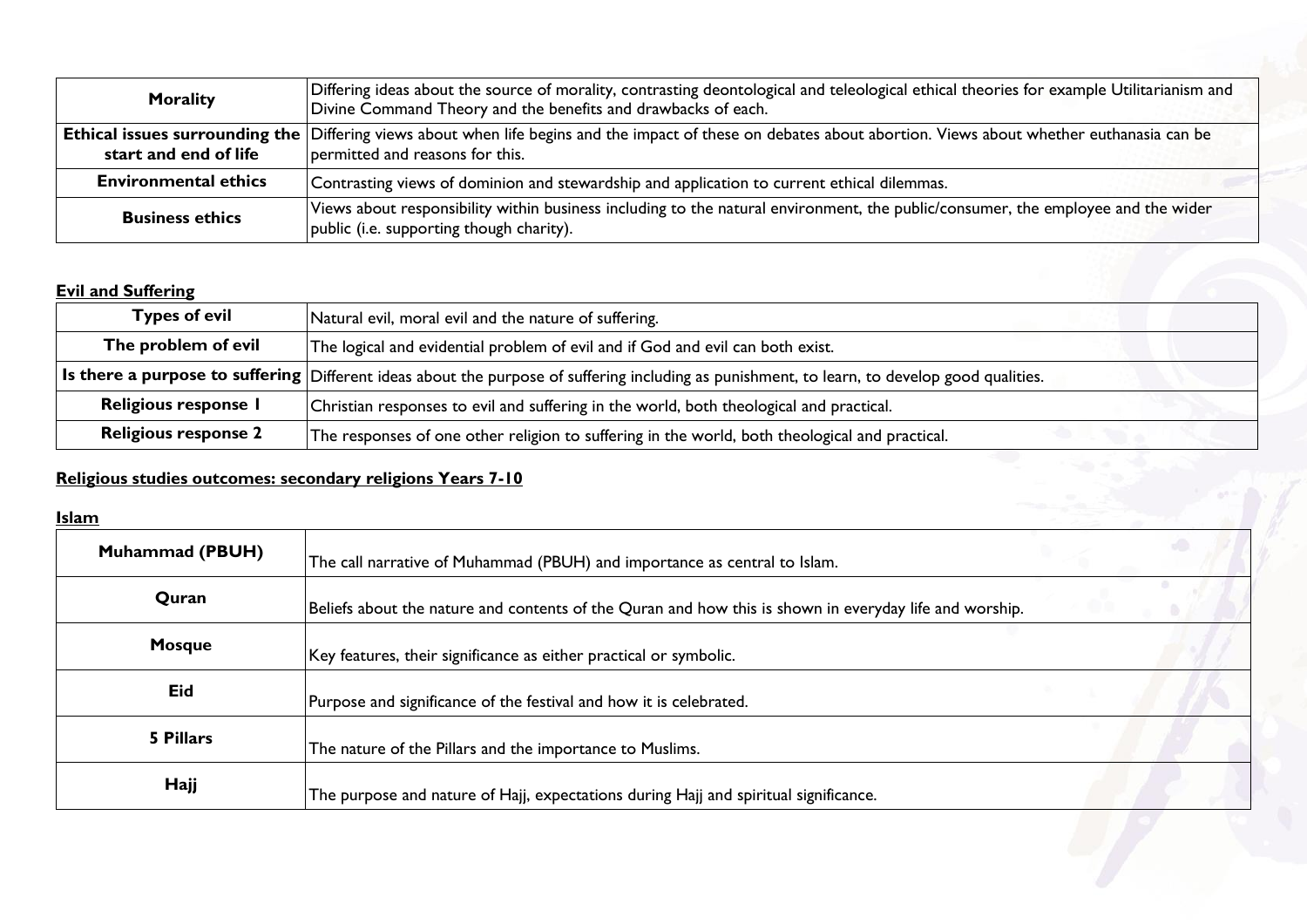| | |
|---|---|
| **Morality** | Differing ideas about the source of morality, contrasting deontological and teleological ethical theories for example Utilitarianism and Divine Command Theory and the benefits and drawbacks of each. |
| **Ethical issues surrounding the start and end of life** | Differing views about when life begins and the impact of these on debates about abortion. Views about whether euthanasia can be permitted and reasons for this. |
| **Environmental ethics** | Contrasting views of dominion and stewardship and application to current ethical dilemmas. |
| **Business ethics** | Views about responsibility within business including to the natural environment, the public/consumer, the employee and the wider public (i.e. supporting though charity). |

**Evil and Suffering**

| | |
|---|---|
| **Types of evil** | Natural evil, moral evil and the nature of suffering. |
| **The problem of evil** | The logical and evidential problem of evil and if God and evil can both exist. |
| **Is there a purpose to suffering** | Different ideas about the purpose of suffering including as punishment, to learn, to develop good qualities. |
| **Religious response 1** | Christian responses to evil and suffering in the world, both theological and practical. |
| **Religious response 2** | The responses of one other religion to suffering in the world, both theological and practical. |

**Religious studies outcomes: secondary religions Years 7-10**

**Islam**

| | |
|---|---|
| **Muhammad (PBUH)** | The call narrative of Muhammad (PBUH) and importance as central to Islam. |
| **Quran** | Beliefs about the nature and contents of the Quran and how this is shown in everyday life and worship. |
| **Mosque** | Key features, their significance as either practical or symbolic. |
| **Eid** | Purpose and significance of the festival and how it is celebrated. |
| **5 Pillars** | The nature of the Pillars and the importance to Muslims. |
| **Hajj** | The purpose and nature of Hajj, expectations during Hajj and spiritual significance. |